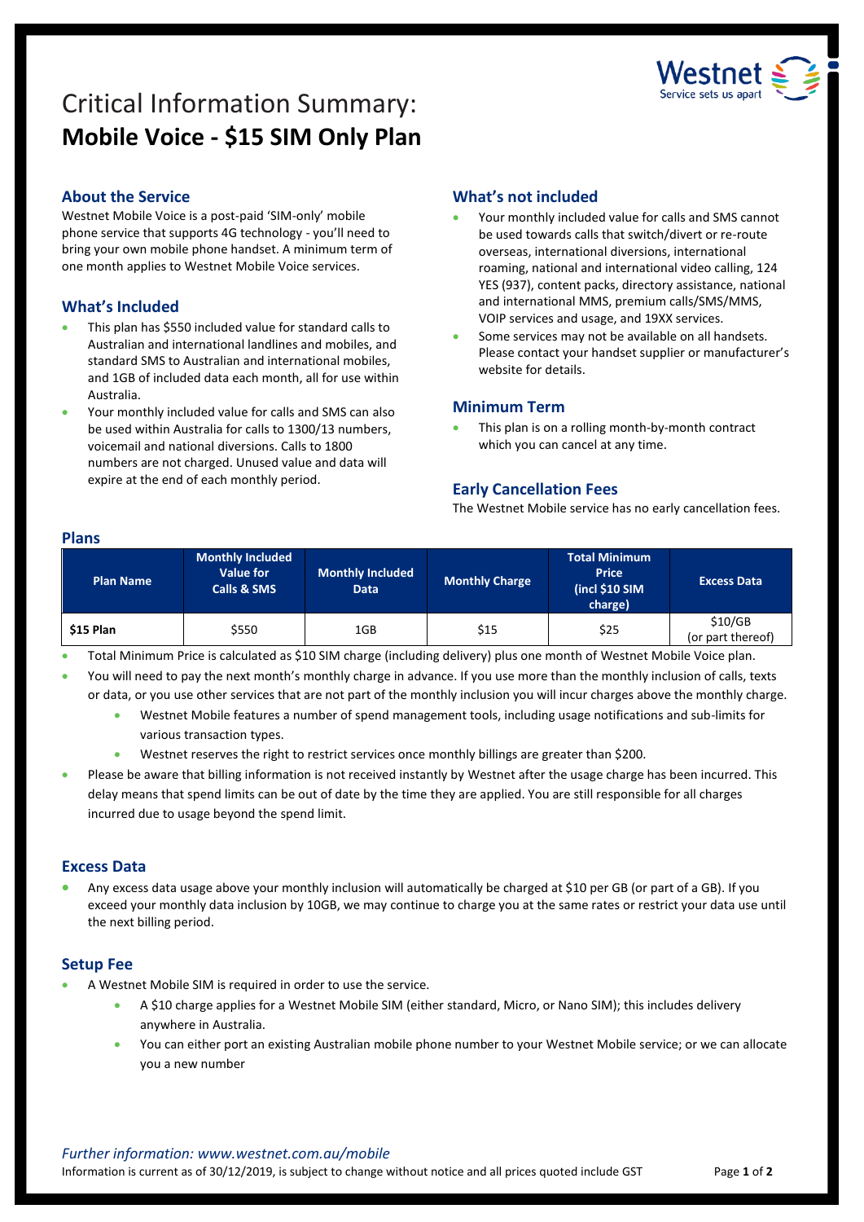# Critical Information Summary:
# **Mobile Voice - $15 SIM Only Plan**

## About the Service

Westnet Mobile Voice is a post-paid 'SIM-only' mobile phone service that supports 4G technology - you'll need to bring your own mobile phone handset. A minimum term of one month applies to Westnet Mobile Voice services.

## What's Included

- This plan has $550 included value for standard calls to Australian and international landlines and mobiles, and standard SMS to Australian and international mobiles, and 1GB of included data each month, all for use within Australia.
- Your monthly included value for calls and SMS can also be used within Australia for calls to 1300/13 numbers, voicemail and national diversions. Calls to 1800 numbers are not charged. Unused value and data will expire at the end of each monthly period.

## What's not included

- Your monthly included value for calls and SMS cannot be used towards calls that switch/divert or re-route overseas, international diversions, international roaming, national and international video calling, 124 YES (937), content packs, directory assistance, national and international MMS, premium calls/SMS/MMS, VOIP services and usage, and 19XX services.
- Some services may not be available on all handsets. Please contact your handset supplier or manufacturer's website for details.

## Minimum Term

- This plan is on a rolling month-by-month contract which you can cancel at any time.

## Early Cancellation Fees

The Westnet Mobile service has no early cancellation fees.

## Plans

| Plan Name | Monthly Included Value for Calls & SMS | Monthly Included Data | Monthly Charge | Total Minimum Price (incl $10 SIM charge) | Excess Data |
|---|---|---|---|---|---|
| **$15 Plan** | $550 | 1GB | $15 | $25 | $10/GB (or part thereof) |

- Total Minimum Price is calculated as $10 SIM charge (including delivery) plus one month of Westnet Mobile Voice plan.
- You will need to pay the next month's monthly charge in advance. If you use more than the monthly inclusion of calls, texts or data, or you use other services that are not part of the monthly inclusion you will incur charges above the monthly charge.
    - Westnet Mobile features a number of spend management tools, including usage notifications and sub-limits for various transaction types.
    - Westnet reserves the right to restrict services once monthly billings are greater than $200.
- Please be aware that billing information is not received instantly by Westnet after the usage charge has been incurred. This delay means that spend limits can be out of date by the time they are applied. You are still responsible for all charges incurred due to usage beyond the spend limit.

## Excess Data

- Any excess data usage above your monthly inclusion will automatically be charged at $10 per GB (or part of a GB). If you exceed your monthly data inclusion by 10GB, we may continue to charge you at the same rates or restrict your data use until the next billing period.

## Setup Fee

- A Westnet Mobile SIM is required in order to use the service.
    - A $10 charge applies for a Westnet Mobile SIM (either standard, Micro, or Nano SIM); this includes delivery anywhere in Australia.
    - You can either port an existing Australian mobile phone number to your Westnet Mobile service; or we can allocate you a new number

*Further information: www.westnet.com.au/mobile*

Information is current as of 30/12/2019, is subject to change without notice and all prices quoted include GST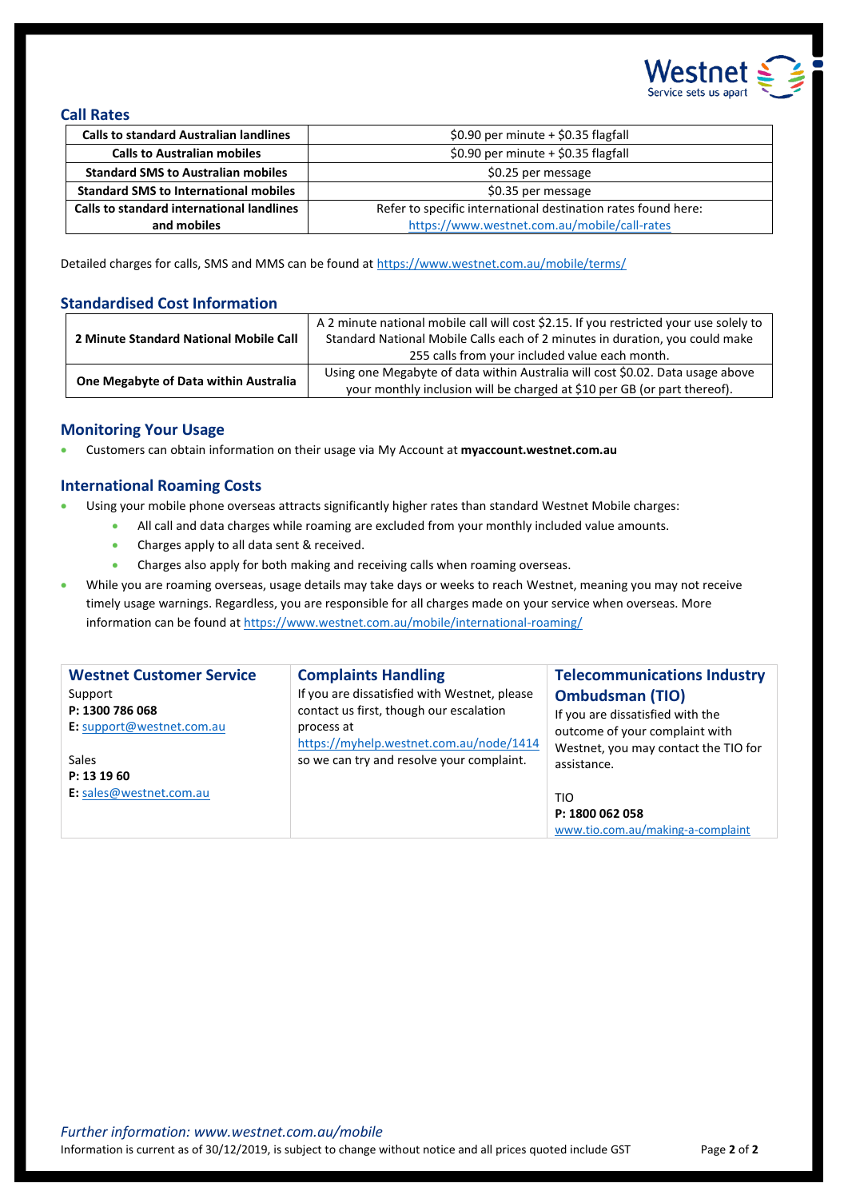## Call Rates

| | |
|---|---|
| **Calls to standard Australian landlines** | $0.90 per minute + $0.35 flagfall |
| **Calls to Australian mobiles** | $0.90 per minute + $0.35 flagfall |
| **Standard SMS to Australian mobiles** | $0.25 per message |
| **Standard SMS to International mobiles** | $0.35 per message |
| **Calls to standard international landlines and mobiles** | Refer to specific international destination rates found here: https://www.westnet.com.au/mobile/call-rates |

Detailed charges for calls, SMS and MMS can be found at https://www.westnet.com.au/mobile/terms/

## Standardised Cost Information

| | |
|---|---|
| **2 Minute Standard National Mobile Call** | A 2 minute national mobile call will cost $2.15. If you restricted your use solely to Standard National Mobile Calls each of 2 minutes in duration, you could make 255 calls from your included value each month. |
| **One Megabyte of Data within Australia** | Using one Megabyte of data within Australia will cost $0.02. Data usage above your monthly inclusion will be charged at $10 per GB (or part thereof). |

## Monitoring Your Usage

- Customers can obtain information on their usage via My Account at **myaccount.westnet.com.au**

## International Roaming Costs

- Using your mobile phone overseas attracts significantly higher rates than standard Westnet Mobile charges:
  - All call and data charges while roaming are excluded from your monthly included value amounts.
  - Charges apply to all data sent & received.
  - Charges also apply for both making and receiving calls when roaming overseas.
- While you are roaming overseas, usage details may take days or weeks to reach Westnet, meaning you may not receive timely usage warnings. Regardless, you are responsible for all charges made on your service when overseas. More information can be found at https://www.westnet.com.au/mobile/international-roaming/

### Westnet Customer Service

Support
**P: 1300 786 068**
**E:** support@westnet.com.au

Sales
**P: 13 19 60**
**E:** sales@westnet.com.au

### Complaints Handling

If you are dissatisfied with Westnet, please contact us first, though our escalation process at https://myhelp.westnet.com.au/node/1414 so we can try and resolve your complaint.

### Telecommunications Industry Ombudsman (TIO)

If you are dissatisfied with the outcome of your complaint with Westnet, you may contact the TIO for assistance.

TIO
**P: 1800 062 058**
www.tio.com.au/making-a-complaint

*Further information: www.westnet.com.au/mobile*

Information is current as of 30/12/2019, is subject to change without notice and all prices quoted include GST